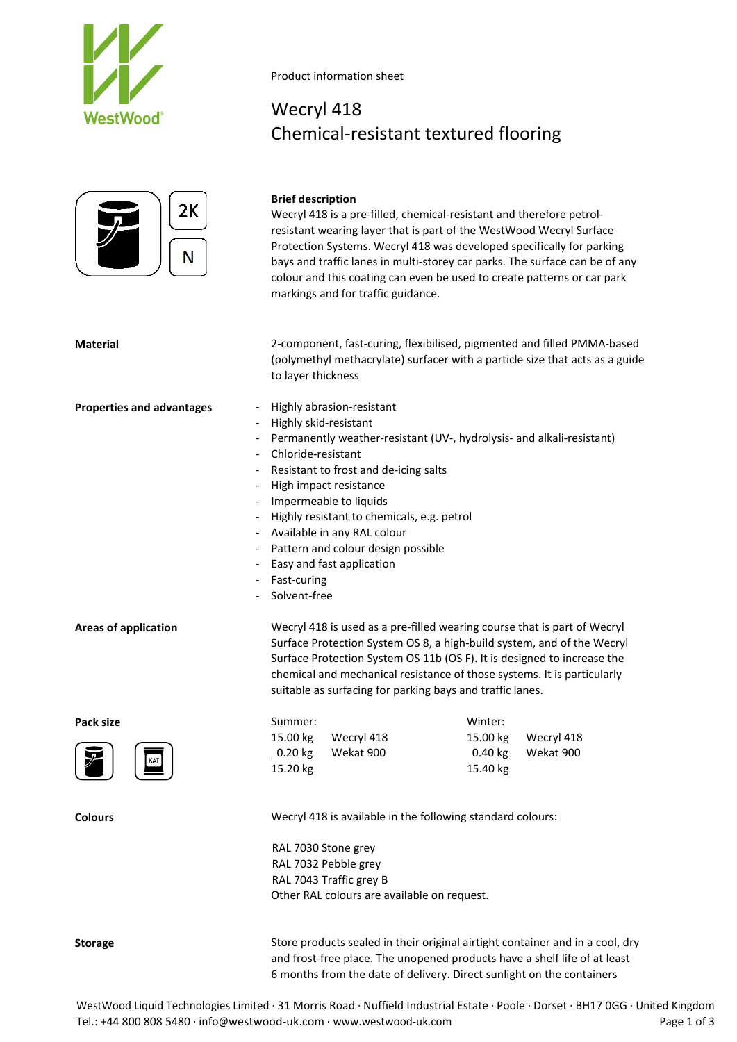Product information sheet

# Wecryl 418
## Chemical-resistant textured flooring

2K

N

**Brief description**

Wecryl 418 is a pre-filled, chemical-resistant and therefore petrol-resistant wearing layer that is part of the WestWood Wecryl Surface Protection Systems. Wecryl 418 was developed specifically for parking bays and traffic lanes in multi-storey car parks. The surface can be of any colour and this coating can even be used to create patterns or car park markings and for traffic guidance.

**Material**

2-component, fast-curing, flexibilised, pigmented and filled PMMA-based (polymethyl methacrylate) surfacer with a particle size that acts as a guide to layer thickness

**Properties and advantages**

- Highly abrasion-resistant
- Highly skid-resistant
- Permanently weather-resistant (UV-, hydrolysis- and alkali-resistant)
- Chloride-resistant
- Resistant to frost and de-icing salts
- High impact resistance
- Impermeable to liquids
- Highly resistant to chemicals, e.g. petrol
- Available in any RAL colour
- Pattern and colour design possible
- Easy and fast application
- Fast-curing
- Solvent-free

**Areas of application**

Wecryl 418 is used as a pre-filled wearing course that is part of Wecryl Surface Protection System OS 8, a high-build system, and of the Wecryl Surface Protection System OS 11b (OS F). It is designed to increase the chemical and mechanical resistance of those systems. It is particularly suitable as surfacing for parking bays and traffic lanes.

**Pack size**

| Summer: | | Winter: | |
|---|---|---|---|
| 15.00 kg | Wecryl 418 | 15.00 kg | Wecryl 418 |
| 0.20 kg | Wekat 900 | 0.40 kg | Wekat 900 |
| 15.20 kg | | 15.40 kg | |

**Colours**

Wecryl 418 is available in the following standard colours:

RAL 7030 Stone grey
RAL 7032 Pebble grey
RAL 7043 Traffic grey B
Other RAL colours are available on request.

**Storage**

Store products sealed in their original airtight container and in a cool, dry and frost-free place. The unopened products have a shelf life of at least 6 months from the date of delivery. Direct sunlight on the containers

WestWood Liquid Technologies Limited · 31 Morris Road · Nuffield Industrial Estate · Poole · Dorset · BH17 0GG · United Kingdom
Tel.: +44 800 808 5480 · info@westwood-uk.com · www.westwood-uk.com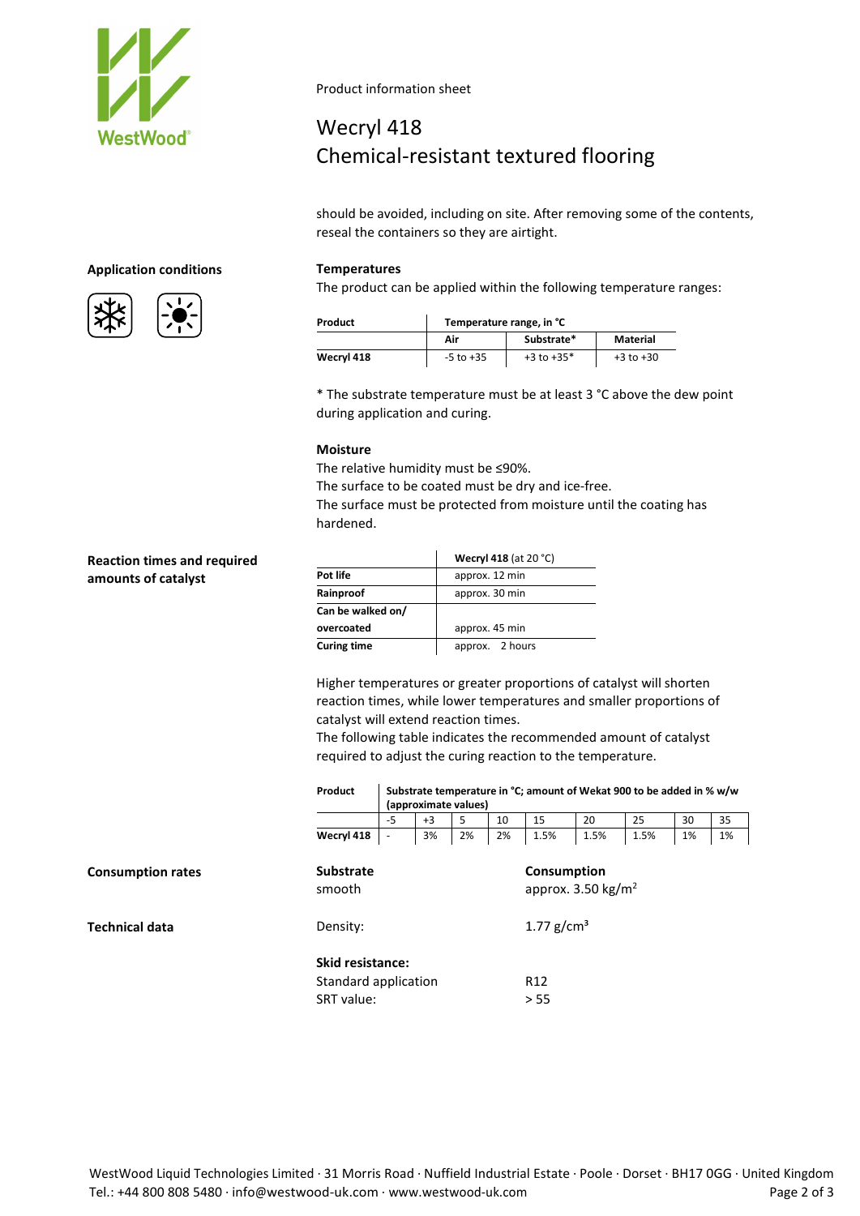Product information sheet

# Wecryl 418
## Chemical-resistant textured flooring

should be avoided, including on site. After removing some of the contents, reseal the containers so they are airtight.

### Application conditions

**Temperatures**

The product can be applied within the following temperature ranges:

| Product | Temperature range, in °C | | |
|---|---|---|---|
| | Air | Substrate* | Material |
| Wecryl 418 | -5 to +35 | +3 to +35* | +3 to +30 |

* The substrate temperature must be at least 3 °C above the dew point during application and curing.

**Moisture**

The relative humidity must be ≤90%.
The surface to be coated must be dry and ice-free.
The surface must be protected from moisture until the coating has hardened.

### Reaction times and required amounts of catalyst

| | **Wecryl 418** (at 20 °C) |
|---|---|
| **Pot life** | approx. 12 min |
| **Rainproof** | approx. 30 min |
| **Can be walked on/ overcoated** | approx. 45 min |
| **Curing time** | approx. 2 hours |

Higher temperatures or greater proportions of catalyst will shorten reaction times, while lower temperatures and smaller proportions of catalyst will extend reaction times.
The following table indicates the recommended amount of catalyst required to adjust the curing reaction to the temperature.

| Product | Substrate temperature in °C; amount of Wekat 900 to be added in % w/w (approximate values) | | | | | | | | |
|---|---|---|---|---|---|---|---|---|---|
| | -5 | +3 | 5 | 10 | 15 | 20 | 25 | 30 | 35 |
| Wecryl 418 | - | 3% | 2% | 2% | 1.5% | 1.5% | 1.5% | 1% | 1% |

### Consumption rates

| Substrate | Consumption |
|---|---|
| smooth | approx. 3.50 kg/m$^2$ |

### Technical data

Density: 1.77 g/cm$^3$

**Skid resistance:**

Standard application: R12
SRT value: > 55

WestWood Liquid Technologies Limited · 31 Morris Road · Nuffield Industrial Estate · Poole · Dorset · BH17 0GG · United Kingdom
Tel.: +44 800 808 5480 · info@westwood-uk.com · www.westwood-uk.com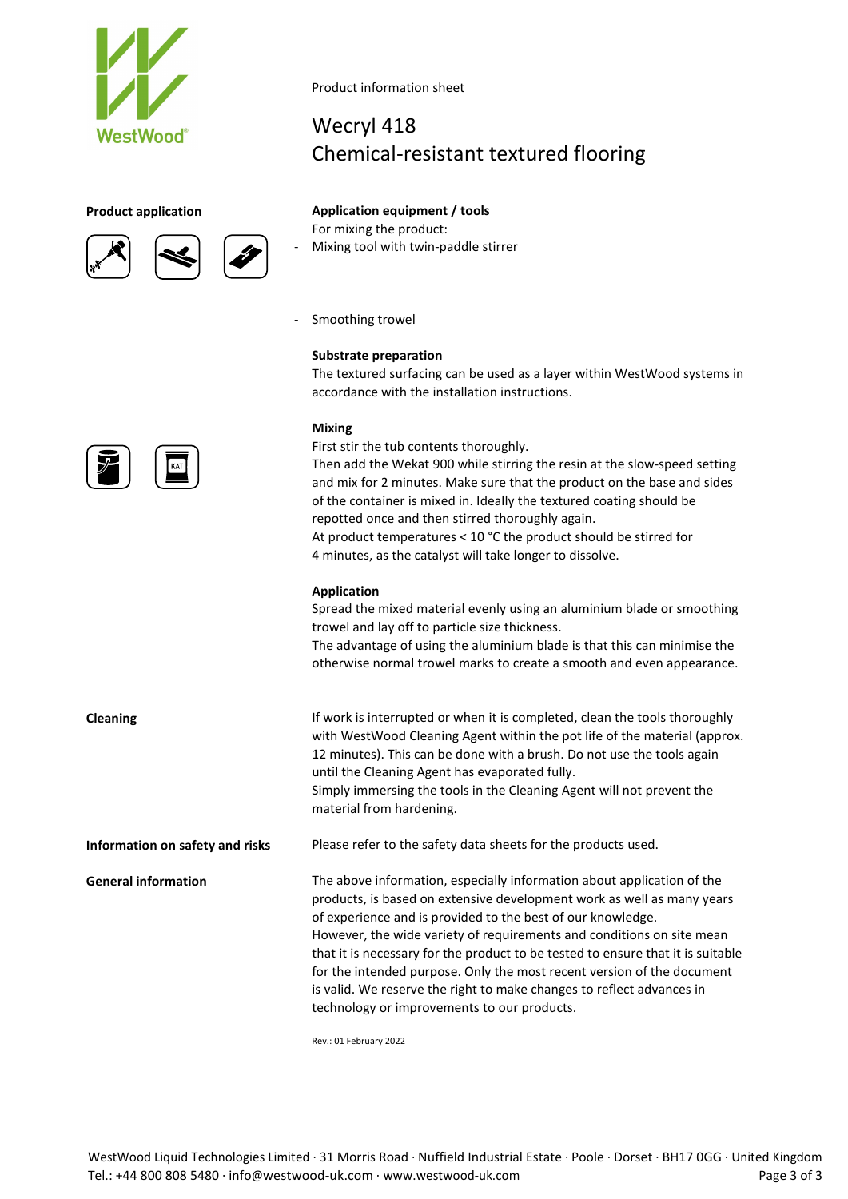Product information sheet

# Wecryl 418
# Chemical-resistant textured flooring

**Product application**

**Application equipment / tools**

For mixing the product:

- Mixing tool with twin-paddle stirrer

- Smoothing trowel

**Substrate preparation**

The textured surfacing can be used as a layer within WestWood systems in accordance with the installation instructions.

**Mixing**

First stir the tub contents thoroughly.
Then add the Wekat 900 while stirring the resin at the slow-speed setting and mix for 2 minutes. Make sure that the product on the base and sides of the container is mixed in. Ideally the textured coating should be repotted once and then stirred thoroughly again.
At product temperatures < 10 °C the product should be stirred for 4 minutes, as the catalyst will take longer to dissolve.

**Application**

Spread the mixed material evenly using an aluminium blade or smoothing trowel and lay off to particle size thickness.
The advantage of using the aluminium blade is that this can minimise the otherwise normal trowel marks to create a smooth and even appearance.

**Cleaning**

If work is interrupted or when it is completed, clean the tools thoroughly with WestWood Cleaning Agent within the pot life of the material (approx. 12 minutes). This can be done with a brush. Do not use the tools again until the Cleaning Agent has evaporated fully.
Simply immersing the tools in the Cleaning Agent will not prevent the material from hardening.

**Information on safety and risks**

Please refer to the safety data sheets for the products used.

**General information**

The above information, especially information about application of the products, is based on extensive development work as well as many years of experience and is provided to the best of our knowledge.
However, the wide variety of requirements and conditions on site mean that it is necessary for the product to be tested to ensure that it is suitable for the intended purpose. Only the most recent version of the document is valid. We reserve the right to make changes to reflect advances in technology or improvements to our products.

Rev.: 01 February 2022

WestWood Liquid Technologies Limited · 31 Morris Road · Nuffield Industrial Estate · Poole · Dorset · BH17 0GG · United Kingdom
Tel.: +44 800 808 5480 · info@westwood-uk.com · www.westwood-uk.com